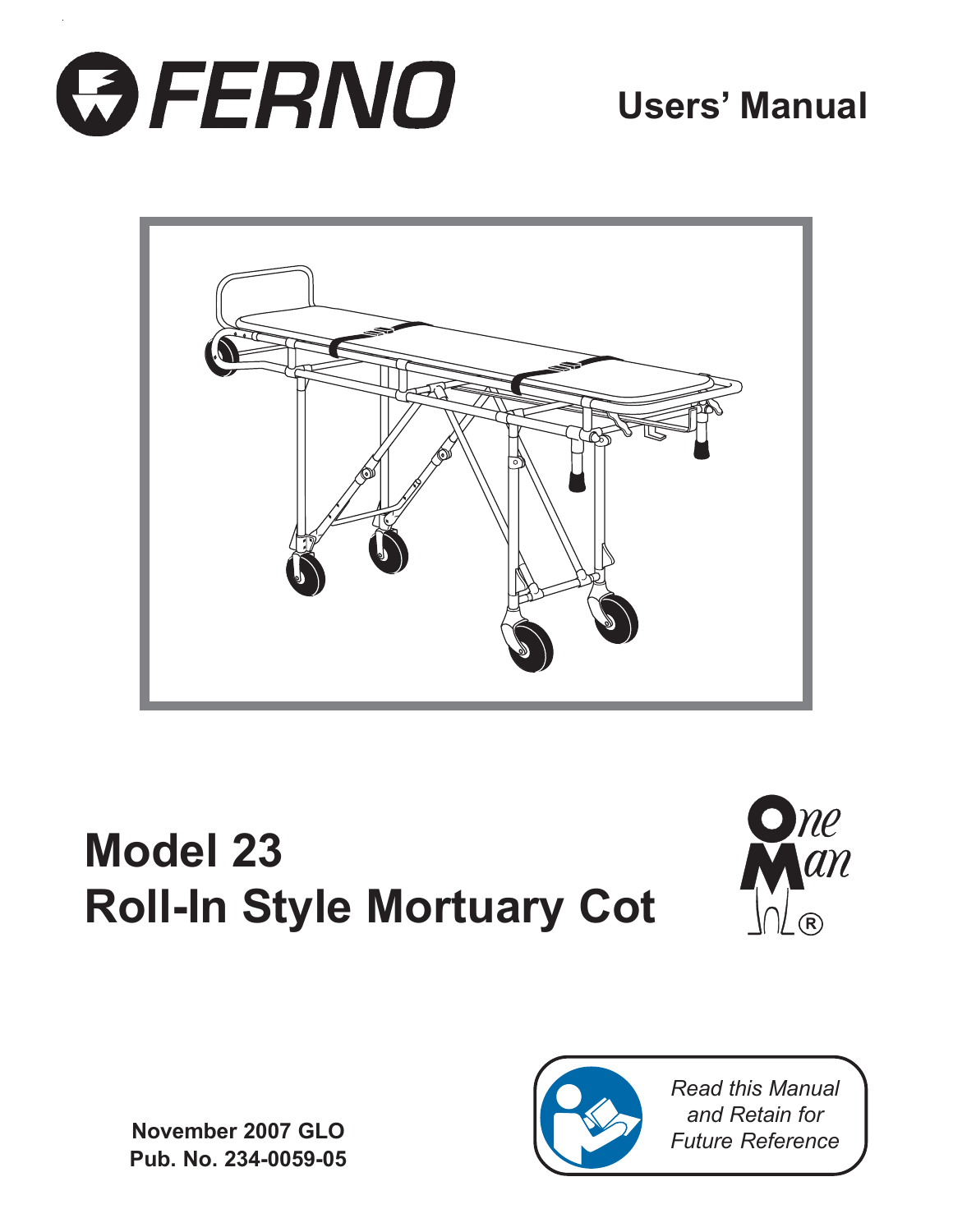FERNO

# Users' Manual

# Model 23
# Roll-In Style Mortuary Cot

One Man®

*Read this Manual and Retain for Future Reference*

**November 2007 GLO**
**Pub. No. 234-0059-05**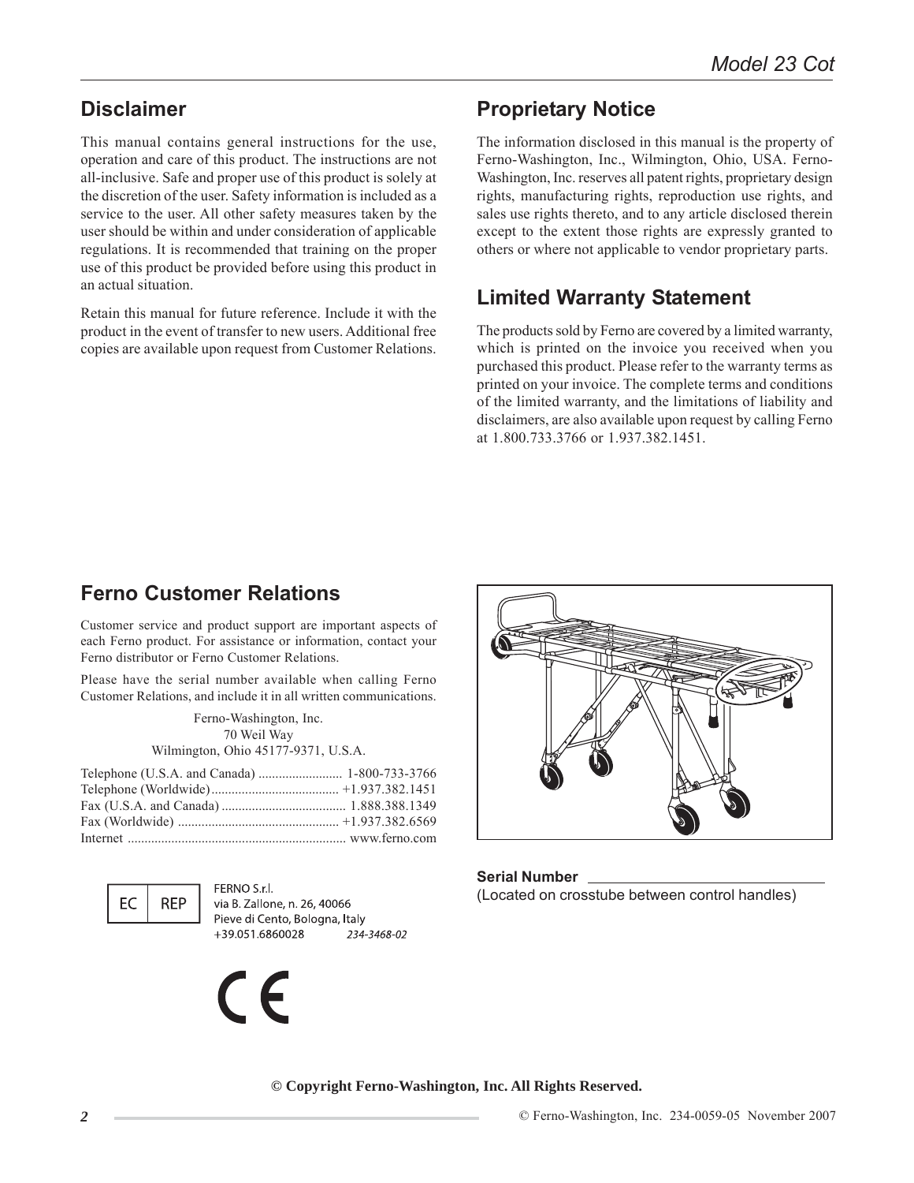## Disclaimer

This manual contains general instructions for the use, operation and care of this product. The instructions are not all-inclusive. Safe and proper use of this product is solely at the discretion of the user. Safety information is included as a service to the user. All other safety measures taken by the user should be within and under consideration of applicable regulations. It is recommended that training on the proper use of this product be provided before using this product in an actual situation.

Retain this manual for future reference. Include it with the product in the event of transfer to new users. Additional free copies are available upon request from Customer Relations.

## Proprietary Notice

The information disclosed in this manual is the property of Ferno-Washington, Inc., Wilmington, Ohio, USA. Ferno-Washington, Inc. reserves all patent rights, proprietary design rights, manufacturing rights, reproduction use rights, and sales use rights thereto, and to any article disclosed therein except to the extent those rights are expressly granted to others or where not applicable to vendor proprietary parts.

## Limited Warranty Statement

The products sold by Ferno are covered by a limited warranty, which is printed on the invoice you received when you purchased this product. Please refer to the warranty terms as printed on your invoice. The complete terms and conditions of the limited warranty, and the limitations of liability and disclaimers, are also available upon request by calling Ferno at 1.800.733.3766 or 1.937.382.1451.

## Ferno Customer Relations

Customer service and product support are important aspects of each Ferno product. For assistance or information, contact your Ferno distributor or Ferno Customer Relations.

Please have the serial number available when calling Ferno Customer Relations, and include it in all written communications.

Ferno-Washington, Inc.
70 Weil Way
Wilmington, Ohio 45177-9371, U.S.A.

Telephone (U.S.A. and Canada) ......................... 1-800-733-3766
Telephone (Worldwide)...................................... +1.937.382.1451
Fax (U.S.A. and Canada) ..................................... 1.888.388.1349
Fax (Worldwide) ................................................ +1.937.382.6569
Internet ................................................................ www.ferno.com

EC REP

FERNO S.r.l.
via B. Zallone, n. 26, 40066
Pieve di Cento, Bologna, Italy
+39.051.6860028 234-3468-02

CE

**Serial Number** ______________________
(Located on crosstube between control handles)

**© Copyright Ferno-Washington, Inc. All Rights Reserved.**

© Ferno-Washington, Inc. 234-0059-05 November 2007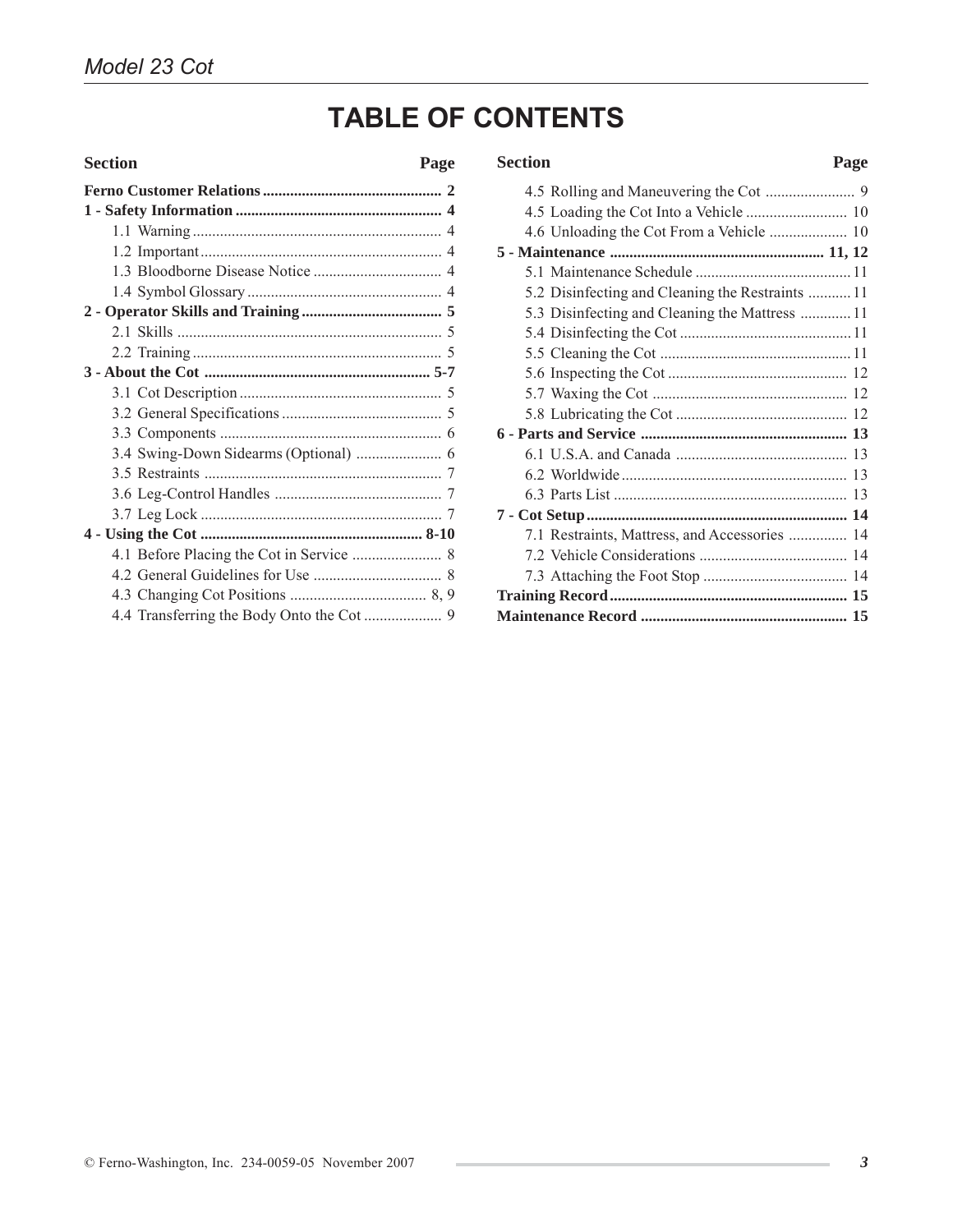# TABLE OF CONTENTS

| Section | Page |
|---|---|
| **Ferno Customer Relations** | **2** |
| **1 - Safety Information** | **4** |
| 1.1 Warning | 4 |
| 1.2 Important | 4 |
| 1.3 Bloodborne Disease Notice | 4 |
| 1.4 Symbol Glossary | 4 |
| **2 - Operator Skills and Training** | **5** |
| 2.1 Skills | 5 |
| 2.2 Training | 5 |
| **3 - About the Cot** | **5-7** |
| 3.1 Cot Description | 5 |
| 3.2 General Specifications | 5 |
| 3.3 Components | 6 |
| 3.4 Swing-Down Sidearms (Optional) | 6 |
| 3.5 Restraints | 7 |
| 3.6 Leg-Control Handles | 7 |
| 3.7 Leg Lock | 7 |
| **4 - Using the Cot** | **8-10** |
| 4.1 Before Placing the Cot in Service | 8 |
| 4.2 General Guidelines for Use | 8 |
| 4.3 Changing Cot Positions | 8, 9 |
| 4.4 Transferring the Body Onto the Cot | 9 |
| 4.5 Rolling and Maneuvering the Cot | 9 |
| 4.5 Loading the Cot Into a Vehicle | 10 |
| 4.6 Unloading the Cot From a Vehicle | 10 |
| **5 - Maintenance** | **11, 12** |
| 5.1 Maintenance Schedule | 11 |
| 5.2 Disinfecting and Cleaning the Restraints | 11 |
| 5.3 Disinfecting and Cleaning the Mattress | 11 |
| 5.4 Disinfecting the Cot | 11 |
| 5.5 Cleaning the Cot | 11 |
| 5.6 Inspecting the Cot | 12 |
| 5.7 Waxing the Cot | 12 |
| 5.8 Lubricating the Cot | 12 |
| **6 - Parts and Service** | **13** |
| 6.1 U.S.A. and Canada | 13 |
| 6.2 Worldwide | 13 |
| 6.3 Parts List | 13 |
| **7 - Cot Setup** | **14** |
| 7.1 Restraints, Mattress, and Accessories | 14 |
| 7.2 Vehicle Considerations | 14 |
| 7.3 Attaching the Foot Stop | 14 |
| **Training Record** | **15** |
| **Maintenance Record** | **15** |

© Ferno-Washington, Inc. 234-0059-05 November 2007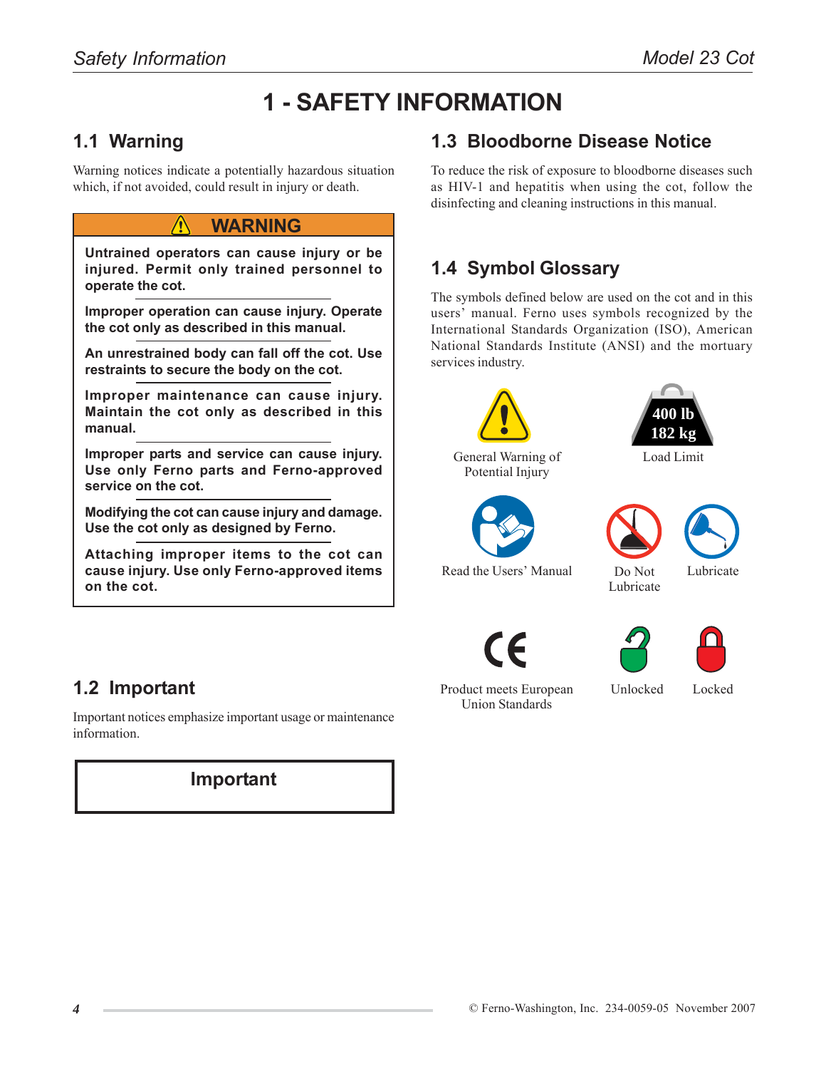# 1 - SAFETY INFORMATION

## 1.1 Warning

Warning notices indicate a potentially hazardous situation which, if not avoided, could result in injury or death.

**WARNING**

**Untrained operators can cause injury or be injured. Permit only trained personnel to operate the cot.**

**Improper operation can cause injury. Operate the cot only as described in this manual.**

**An unrestrained body can fall off the cot. Use restraints to secure the body on the cot.**

**Improper maintenance can cause injury. Maintain the cot only as described in this manual.**

**Improper parts and service can cause injury. Use only Ferno parts and Ferno-approved service on the cot.**

**Modifying the cot can cause injury and damage. Use the cot only as designed by Ferno.**

**Attaching improper items to the cot can cause injury. Use only Ferno-approved items on the cot.**

## 1.2 Important

Important notices emphasize important usage or maintenance information.

**Important**

## 1.3 Bloodborne Disease Notice

To reduce the risk of exposure to bloodborne diseases such as HIV-1 and hepatitis when using the cot, follow the disinfecting and cleaning instructions in this manual.

## 1.4 Symbol Glossary

The symbols defined below are used on the cot and in this users' manual. Ferno uses symbols recognized by the International Standards Organization (ISO), American National Standards Institute (ANSI) and the mortuary services industry.

General Warning of Potential Injury

400 lb 182 kg

Load Limit

Read the Users' Manual

Do Not Lubricate

Lubricate

Product meets European Union Standards

Unlocked

Locked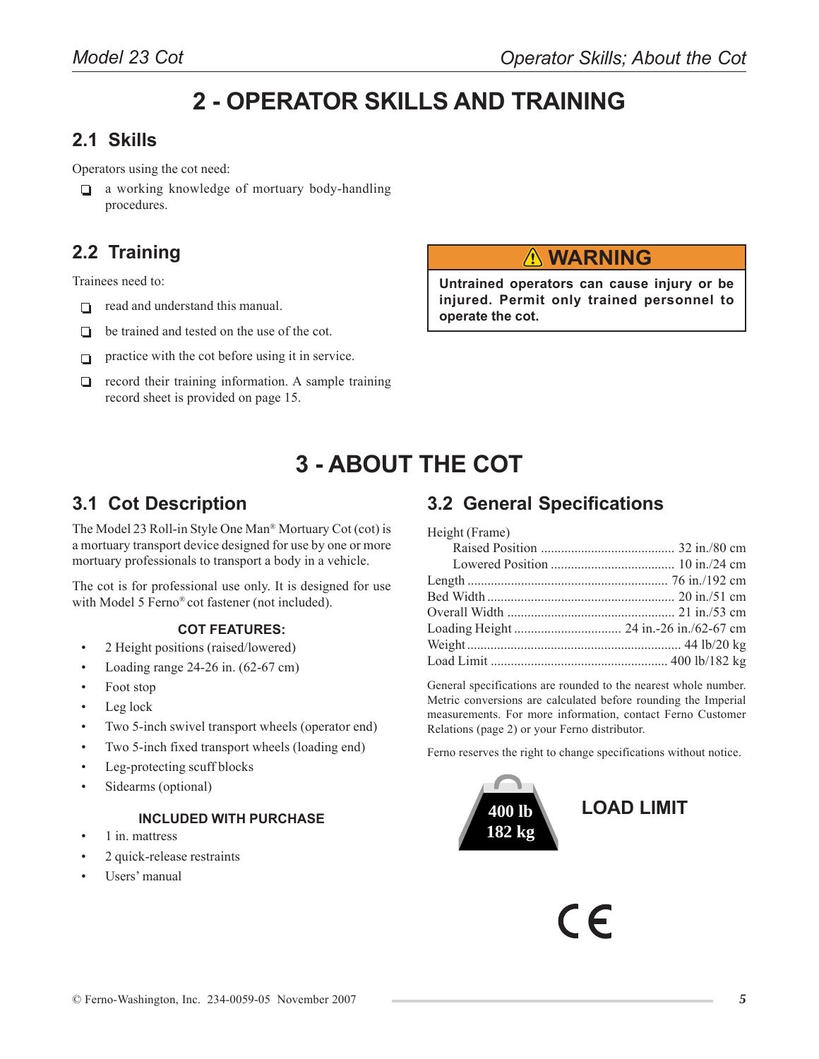# 2 - OPERATOR SKILLS AND TRAINING

## 2.1 Skills

Operators using the cot need:

- a working knowledge of mortuary body-handling procedures.

## 2.2 Training

Trainees need to:

- read and understand this manual.
- be trained and tested on the use of the cot.
- practice with the cot before using it in service.
- record their training information. A sample training record sheet is provided on page 15.

**⚠ WARNING**

**Untrained operators can cause injury or be injured. Permit only trained personnel to operate the cot.**

# 3 - ABOUT THE COT

## 3.1 Cot Description

The Model 23 Roll-in Style One Man® Mortuary Cot (cot) is a mortuary transport device designed for use by one or more mortuary professionals to transport a body in a vehicle.

The cot is for professional use only. It is designed for use with Model 5 Ferno® cot fastener (not included).

**COT FEATURES:**

- 2 Height positions (raised/lowered)
- Loading range 24-26 in. (62-67 cm)
- Foot stop
- Leg lock
- Two 5-inch swivel transport wheels (operator end)
- Two 5-inch fixed transport wheels (loading end)
- Leg-protecting scuff blocks
- Sidearms (optional)

**INCLUDED WITH PURCHASE**

- 1 in. mattress
- 2 quick-release restraints
- Users' manual

## 3.2 General Specifications

Height (Frame)

| Specification | Value |
|---|---|
| Raised Position | 32 in./80 cm |
| Lowered Position | 10 in./24 cm |
| Length | 76 in./192 cm |
| Bed Width | 20 in./51 cm |
| Overall Width | 21 in./53 cm |
| Loading Height | 24 in.-26 in./62-67 cm |
| Weight | 44 lb/20 kg |
| Load Limit | 400 lb/182 kg |

General specifications are rounded to the nearest whole number. Metric conversions are calculated before rounding the Imperial measurements. For more information, contact Ferno Customer Relations (page 2) or your Ferno distributor.

Ferno reserves the right to change specifications without notice.

400 lb
182 kg

**LOAD LIMIT**

CE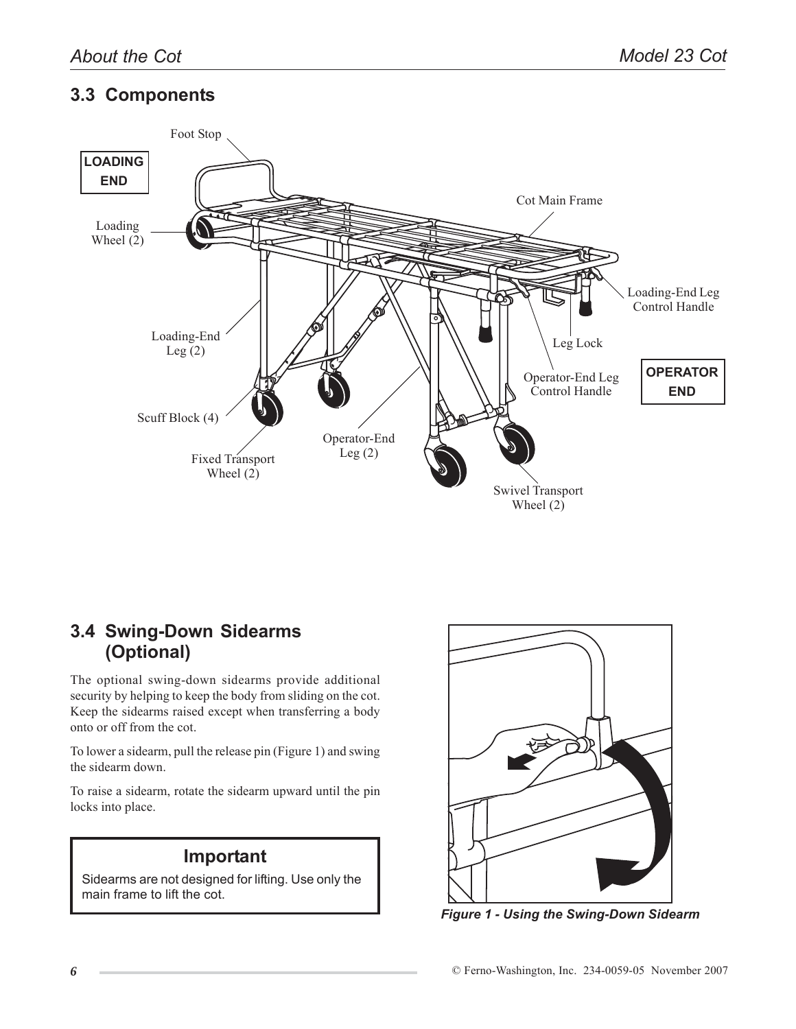## 3.3 Components

LOADING END

Foot Stop

Cot Main Frame

Loading Wheel (2)

Loading-End Leg Control Handle

Loading-End Leg (2)

Leg Lock

Operator-End Leg Control Handle

OPERATOR END

Scuff Block (4)

Operator-End Leg (2)

Fixed Transport Wheel (2)

Swivel Transport Wheel (2)

## 3.4 Swing-Down Sidearms (Optional)

The optional swing-down sidearms provide additional security by helping to keep the body from sliding on the cot. Keep the sidearms raised except when transferring a body onto or off from the cot.

To lower a sidearm, pull the release pin (Figure 1) and swing the sidearm down.

To raise a sidearm, rotate the sidearm upward until the pin locks into place.

> **Important**
>
> Sidearms are not designed for lifting. Use only the main frame to lift the cot.

***Figure 1 - Using the Swing-Down Sidearm***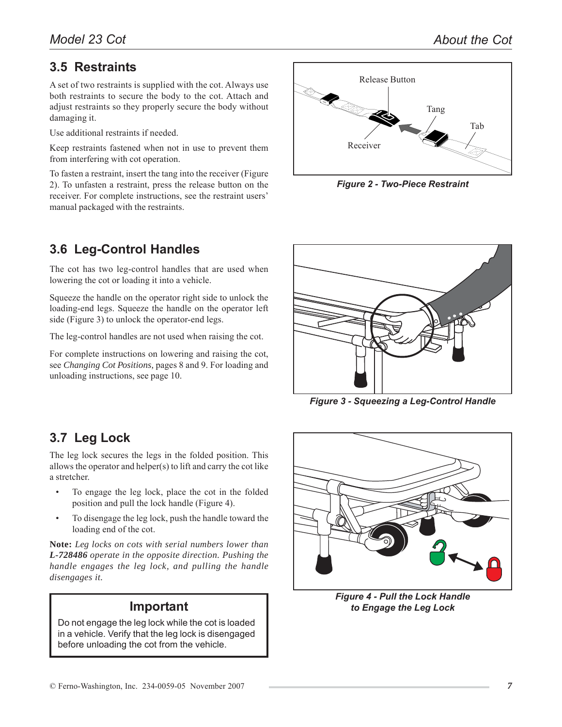## 3.5 Restraints

A set of two restraints is supplied with the cot. Always use both restraints to secure the body to the cot. Attach and adjust restraints so they properly secure the body without damaging it.

Use additional restraints if needed.

Keep restraints fastened when not in use to prevent them from interfering with cot operation.

To fasten a restraint, insert the tang into the receiver (Figure 2). To unfasten a restraint, press the release button on the receiver. For complete instructions, see the restraint users' manual packaged with the restraints.

*Figure 2 - Two-Piece Restraint*

## 3.6 Leg-Control Handles

The cot has two leg-control handles that are used when lowering the cot or loading it into a vehicle.

Squeeze the handle on the operator right side to unlock the loading-end legs. Squeeze the handle on the operator left side (Figure 3) to unlock the operator-end legs.

The leg-control handles are not used when raising the cot.

For complete instructions on lowering and raising the cot, see *Changing Cot Positions,* pages 8 and 9. For loading and unloading instructions, see page 10.

*Figure 3 - Squeezing a Leg-Control Handle*

## 3.7 Leg Lock

The leg lock secures the legs in the folded position. This allows the operator and helper(s) to lift and carry the cot like a stretcher.

- To engage the leg lock, place the cot in the folded position and pull the lock handle (Figure 4).
- To disengage the leg lock, push the handle toward the loading end of the cot.

**Note:** *Leg locks on cots with serial numbers lower than* ***L-728486*** *operate in the opposite direction. Pushing the handle engages the leg lock, and pulling the handle disengages it.*

**Important**

Do not engage the leg lock while the cot is loaded in a vehicle. Verify that the leg lock is disengaged before unloading the cot from the vehicle.

*Figure 4 - Pull the Lock Handle to Engage the Leg Lock*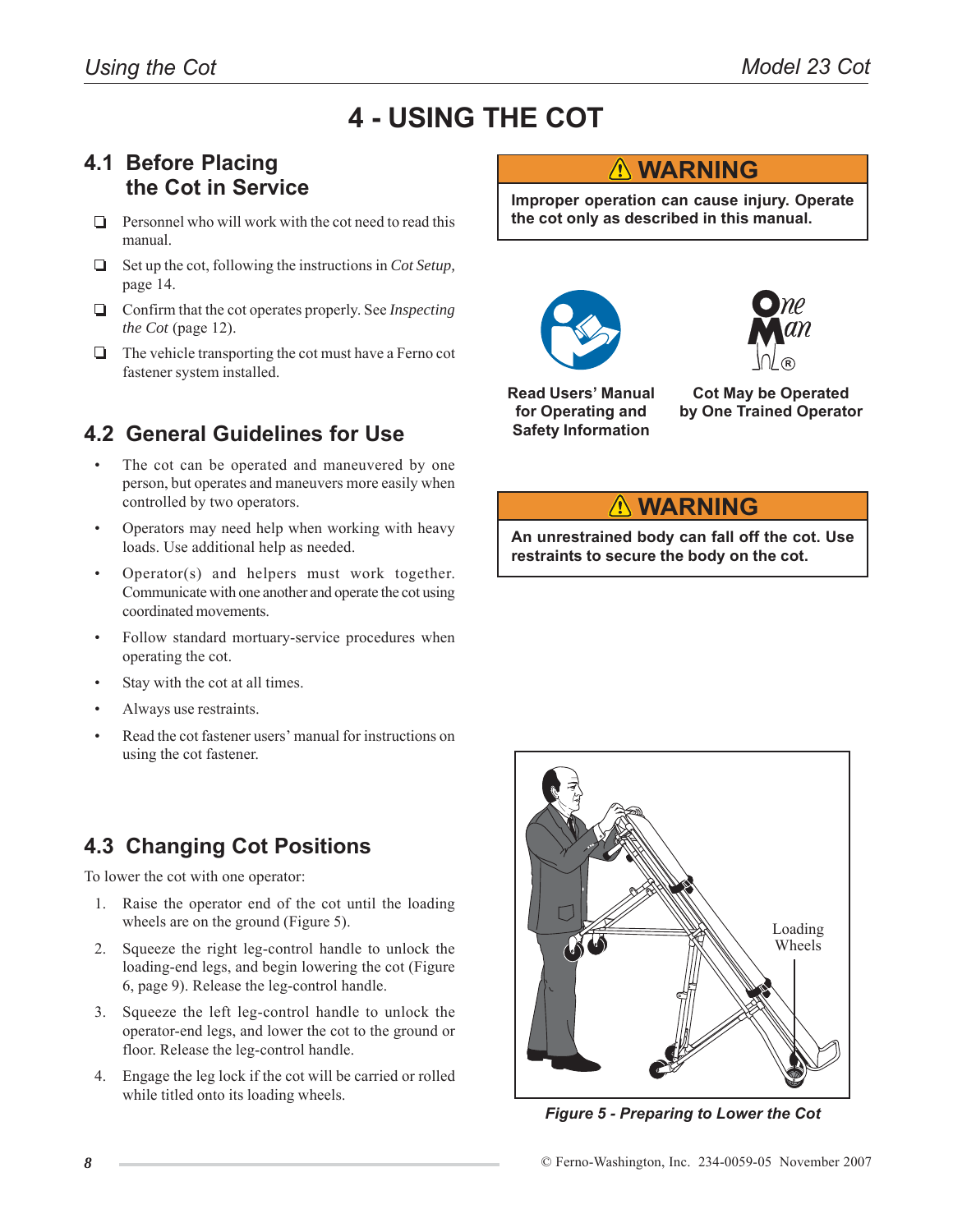# 4 - USING THE COT

## 4.1 Before Placing the Cot in Service

- ☐ Personnel who will work with the cot need to read this manual.
- ☐ Set up the cot, following the instructions in *Cot Setup,* page 14.
- ☐ Confirm that the cot operates properly. See *Inspecting the Cot* (page 12).
- ☐ The vehicle transporting the cot must have a Ferno cot fastener system installed.

## 4.2 General Guidelines for Use

- The cot can be operated and maneuvered by one person, but operates and maneuvers more easily when controlled by two operators.
- Operators may need help when working with heavy loads. Use additional help as needed.
- Operator(s) and helpers must work together. Communicate with one another and operate the cot using coordinated movements.
- Follow standard mortuary-service procedures when operating the cot.
- Stay with the cot at all times.
- Always use restraints.
- Read the cot fastener users' manual for instructions on using the cot fastener.

## 4.3 Changing Cot Positions

To lower the cot with one operator:

1. Raise the operator end of the cot until the loading wheels are on the ground (Figure 5).
2. Squeeze the right leg-control handle to unlock the loading-end legs, and begin lowering the cot (Figure 6, page 9). Release the leg-control handle.
3. Squeeze the left leg-control handle to unlock the operator-end legs, and lower the cot to the ground or floor. Release the leg-control handle.
4. Engage the leg lock if the cot will be carried or rolled while titled onto its loading wheels.

> ⚠ **WARNING**
>
> **Improper operation can cause injury. Operate the cot only as described in this manual.**

**Read Users' Manual for Operating and Safety Information**

**Cot May be Operated by One Trained Operator**

> ⚠ **WARNING**
>
> **An unrestrained body can fall off the cot. Use restraints to secure the body on the cot.**

Loading Wheels

*Figure 5 - Preparing to Lower the Cot*

© Ferno-Washington, Inc. 234-0059-05 November 2007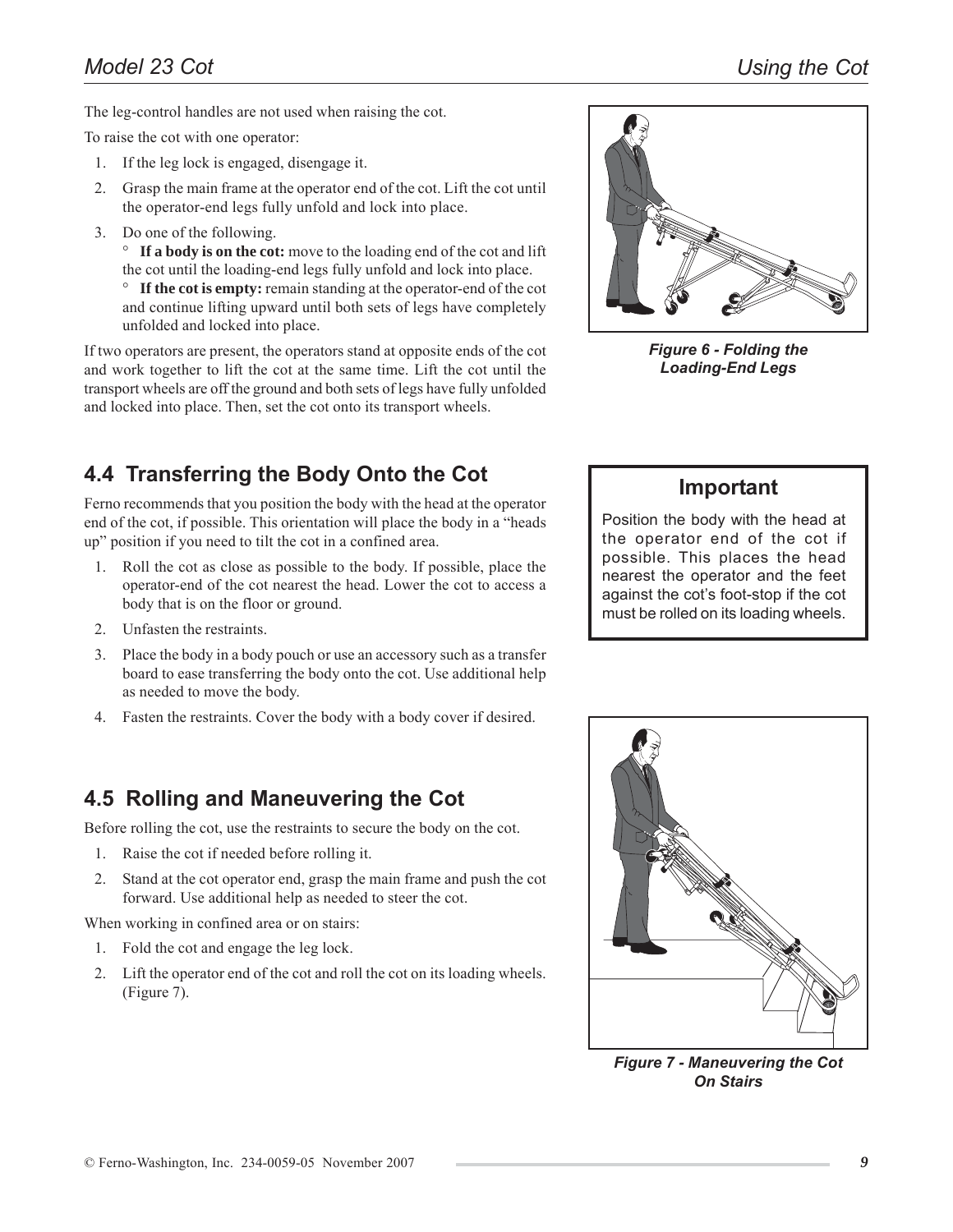The leg-control handles are not used when raising the cot.

To raise the cot with one operator:

1. If the leg lock is engaged, disengage it.
2. Grasp the main frame at the operator end of the cot. Lift the cot until the operator-end legs fully unfold and lock into place.
3. Do one of the following.
   - **If a body is on the cot:** move to the loading end of the cot and lift the cot until the loading-end legs fully unfold and lock into place.
   - **If the cot is empty:** remain standing at the operator-end of the cot and continue lifting upward until both sets of legs have completely unfolded and locked into place.

If two operators are present, the operators stand at opposite ends of the cot and work together to lift the cot at the same time. Lift the cot until the transport wheels are off the ground and both sets of legs have fully unfolded and locked into place. Then, set the cot onto its transport wheels.

*Figure 6 - Folding the Loading-End Legs*

## 4.4 Transferring the Body Onto the Cot

Ferno recommends that you position the body with the head at the operator end of the cot, if possible. This orientation will place the body in a "heads up" position if you need to tilt the cot in a confined area.

1. Roll the cot as close as possible to the body. If possible, place the operator-end of the cot nearest the head. Lower the cot to access a body that is on the floor or ground.
2. Unfasten the restraints.
3. Place the body in a body pouch or use an accessory such as a transfer board to ease transferring the body onto the cot. Use additional help as needed to move the body.
4. Fasten the restraints. Cover the body with a body cover if desired.

**Important**

Position the body with the head at the operator end of the cot if possible. This places the head nearest the operator and the feet against the cot's foot-stop if the cot must be rolled on its loading wheels.

## 4.5 Rolling and Maneuvering the Cot

Before rolling the cot, use the restraints to secure the body on the cot.

1. Raise the cot if needed before rolling it.
2. Stand at the cot operator end, grasp the main frame and push the cot forward. Use additional help as needed to steer the cot.

When working in confined area or on stairs:

1. Fold the cot and engage the leg lock.
2. Lift the operator end of the cot and roll the cot on its loading wheels. (Figure 7).

*Figure 7 - Maneuvering the Cot On Stairs*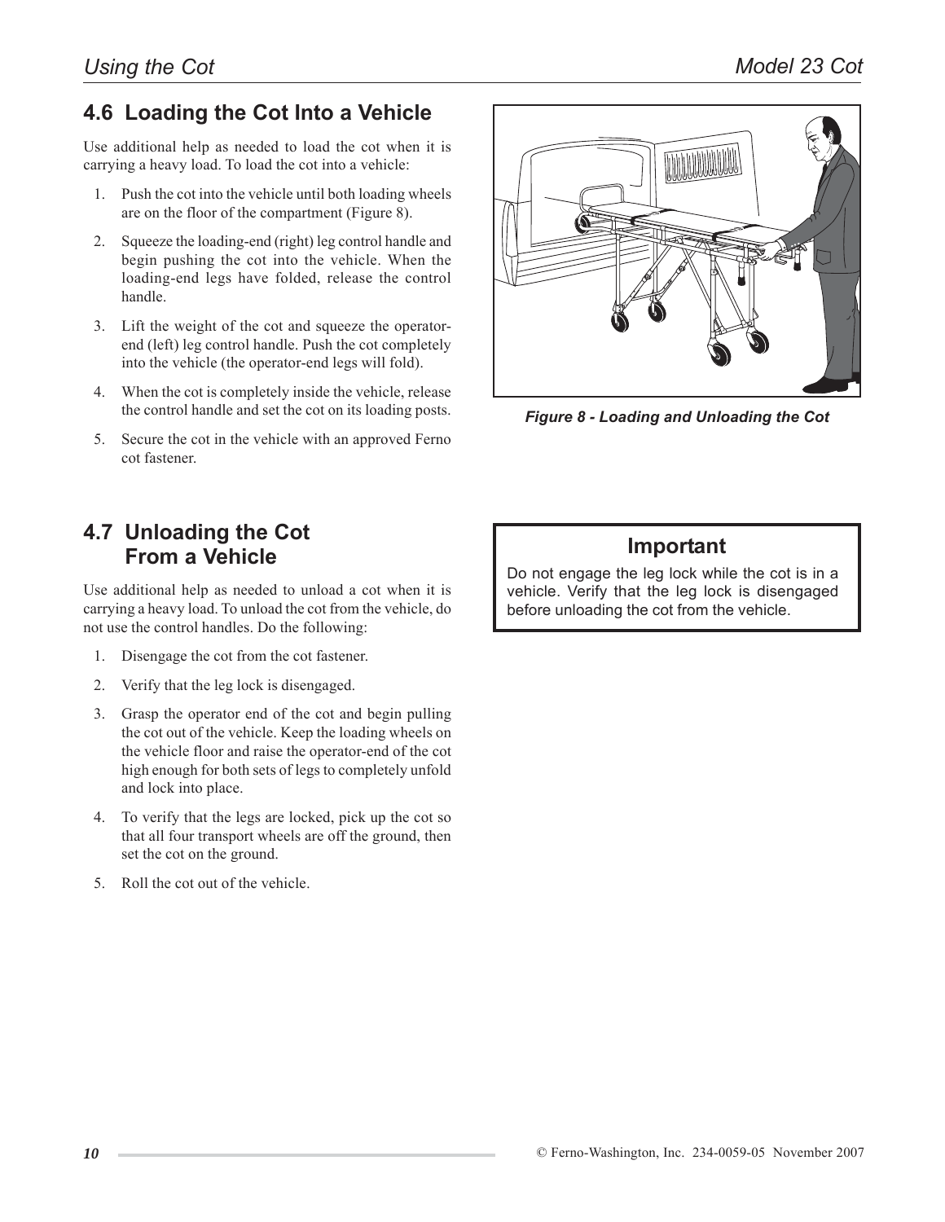## 4.6 Loading the Cot Into a Vehicle

Use additional help as needed to load the cot when it is carrying a heavy load. To load the cot into a vehicle:

1. Push the cot into the vehicle until both loading wheels are on the floor of the compartment (Figure 8).
2. Squeeze the loading-end (right) leg control handle and begin pushing the cot into the vehicle. When the loading-end legs have folded, release the control handle.
3. Lift the weight of the cot and squeeze the operator-end (left) leg control handle. Push the cot completely into the vehicle (the operator-end legs will fold).
4. When the cot is completely inside the vehicle, release the control handle and set the cot on its loading posts.
5. Secure the cot in the vehicle with an approved Ferno cot fastener.

***Figure 8 - Loading and Unloading the Cot***

## 4.7 Unloading the Cot From a Vehicle

Use additional help as needed to unload a cot when it is carrying a heavy load. To unload the cot from the vehicle, do not use the control handles. Do the following:

1. Disengage the cot from the cot fastener.
2. Verify that the leg lock is disengaged.
3. Grasp the operator end of the cot and begin pulling the cot out of the vehicle. Keep the loading wheels on the vehicle floor and raise the operator-end of the cot high enough for both sets of legs to completely unfold and lock into place.
4. To verify that the legs are locked, pick up the cot so that all four transport wheels are off the ground, then set the cot on the ground.
5. Roll the cot out of the vehicle.

**Important**

Do not engage the leg lock while the cot is in a vehicle. Verify that the leg lock is disengaged before unloading the cot from the vehicle.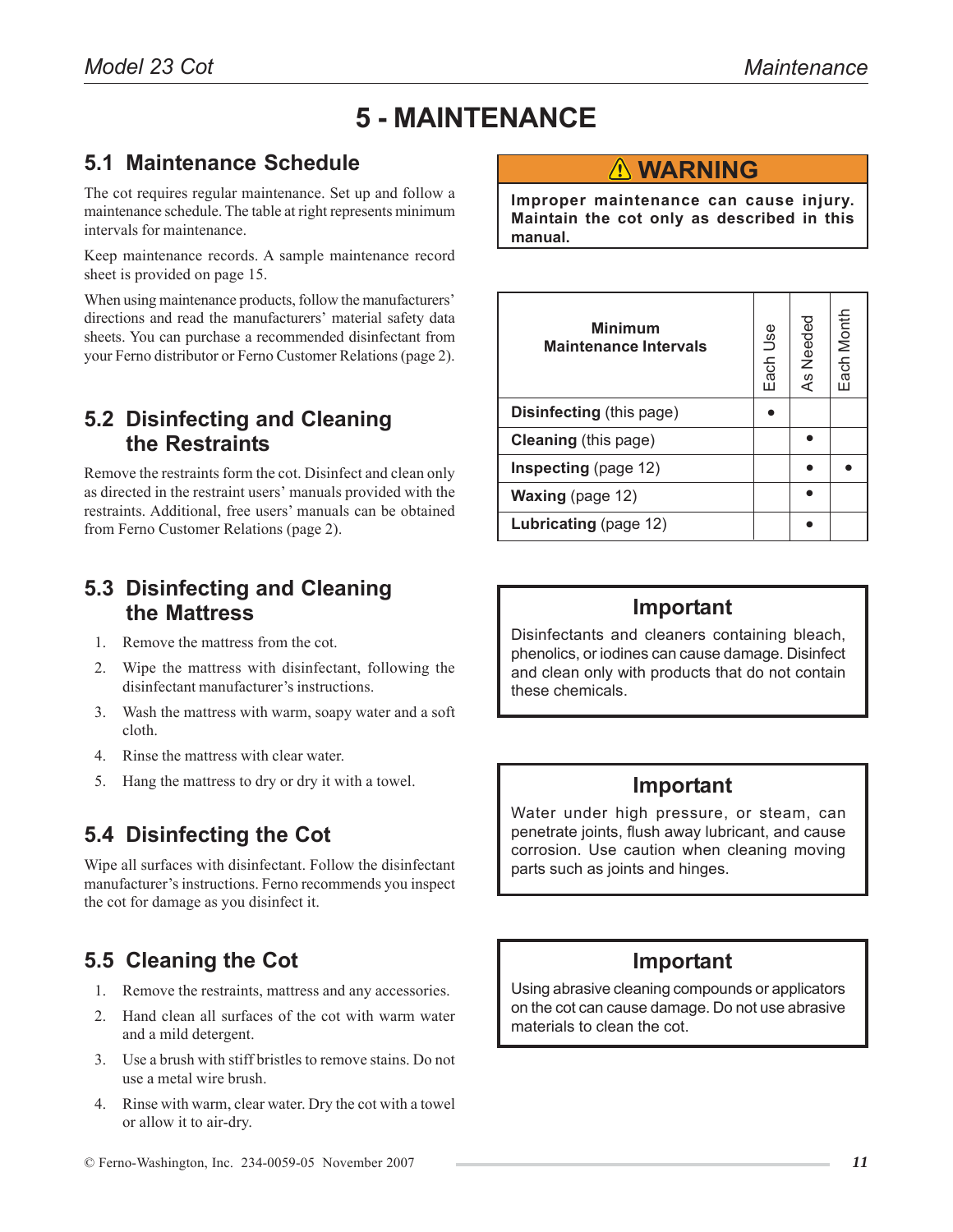# 5 - MAINTENANCE

## 5.1 Maintenance Schedule

The cot requires regular maintenance. Set up and follow a maintenance schedule. The table at right represents minimum intervals for maintenance.

Keep maintenance records. A sample maintenance record sheet is provided on page 15.

When using maintenance products, follow the manufacturers' directions and read the manufacturers' material safety data sheets. You can purchase a recommended disinfectant from your Ferno distributor or Ferno Customer Relations (page 2).

> ⚠ **WARNING**
>
> **Improper maintenance can cause injury. Maintain the cot only as described in this manual.**

| Minimum Maintenance Intervals | Each Use | As Needed | Each Month |
|---|---|---|---|
| **Disinfecting** (this page) | • | | |
| **Cleaning** (this page) | | • | |
| **Inspecting** (page 12) | | • | • |
| **Waxing** (page 12) | | • | |
| **Lubricating** (page 12) | | • | |

## 5.2 Disinfecting and Cleaning the Restraints

Remove the restraints form the cot. Disinfect and clean only as directed in the restraint users' manuals provided with the restraints. Additional, free users' manuals can be obtained from Ferno Customer Relations (page 2).

> **Important**
>
> Disinfectants and cleaners containing bleach, phenolics, or iodines can cause damage. Disinfect and clean only with products that do not contain these chemicals.

## 5.3 Disinfecting and Cleaning the Mattress

1. Remove the mattress from the cot.
2. Wipe the mattress with disinfectant, following the disinfectant manufacturer's instructions.
3. Wash the mattress with warm, soapy water and a soft cloth.
4. Rinse the mattress with clear water.
5. Hang the mattress to dry or dry it with a towel.

> **Important**
>
> Water under high pressure, or steam, can penetrate joints, flush away lubricant, and cause corrosion. Use caution when cleaning moving parts such as joints and hinges.

## 5.4 Disinfecting the Cot

Wipe all surfaces with disinfectant. Follow the disinfectant manufacturer's instructions. Ferno recommends you inspect the cot for damage as you disinfect it.

## 5.5 Cleaning the Cot

1. Remove the restraints, mattress and any accessories.
2. Hand clean all surfaces of the cot with warm water and a mild detergent.
3. Use a brush with stiff bristles to remove stains. Do not use a metal wire brush.
4. Rinse with warm, clear water. Dry the cot with a towel or allow it to air-dry.

> **Important**
>
> Using abrasive cleaning compounds or applicators on the cot can cause damage. Do not use abrasive materials to clean the cot.

© Ferno-Washington, Inc. 234-0059-05 November 2007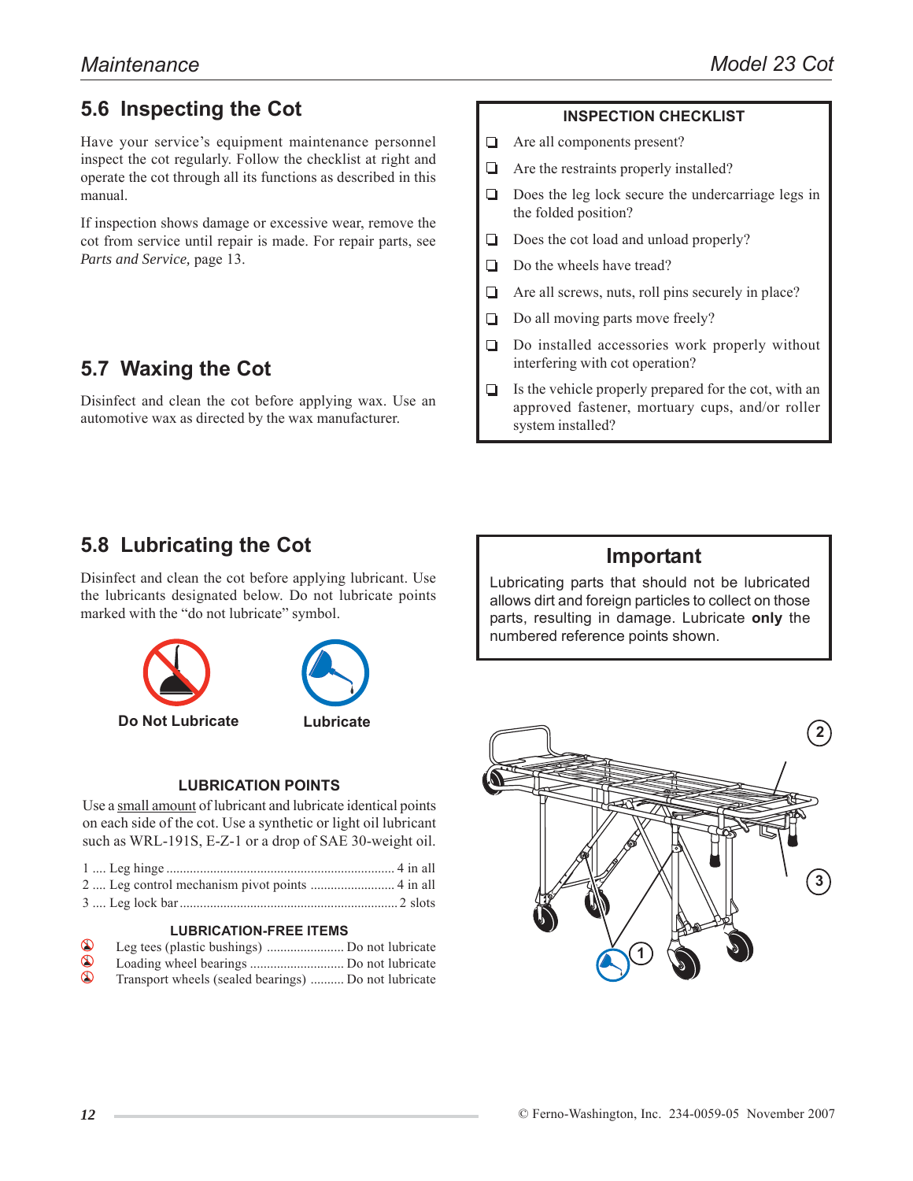## 5.6 Inspecting the Cot

Have your service's equipment maintenance personnel inspect the cot regularly. Follow the checklist at right and operate the cot through all its functions as described in this manual.

If inspection shows damage or excessive wear, remove the cot from service until repair is made. For repair parts, see *Parts and Service,* page 13.

**INSPECTION CHECKLIST**

- ❑ Are all components present?
- ❑ Are the restraints properly installed?
- ❑ Does the leg lock secure the undercarriage legs in the folded position?
- ❑ Does the cot load and unload properly?
- ❑ Do the wheels have tread?
- ❑ Are all screws, nuts, roll pins securely in place?
- ❑ Do all moving parts move freely?
- ❑ Do installed accessories work properly without interfering with cot operation?
- ❑ Is the vehicle properly prepared for the cot, with an approved fastener, mortuary cups, and/or roller system installed?

## 5.7 Waxing the Cot

Disinfect and clean the cot before applying wax. Use an automotive wax as directed by the wax manufacturer.

## 5.8 Lubricating the Cot

Disinfect and clean the cot before applying lubricant. Use the lubricants designated below. Do not lubricate points marked with the "do not lubricate" symbol.

**Do Not Lubricate** **Lubricate**

**Important**

Lubricating parts that should not be lubricated allows dirt and foreign particles to collect on those parts, resulting in damage. Lubricate **only** the numbered reference points shown.

**LUBRICATION POINTS**

Use a small amount of lubricant and lubricate identical points on each side of the cot. Use a synthetic or light oil lubricant such as WRL-191S, E-Z-1 or a drop of SAE 30-weight oil.

1 .... Leg hinge .................................................. 4 in all
2 .... Leg control mechanism pivot points ..................... 4 in all
3 .... Leg lock bar .................................................. 2 slots

**LUBRICATION-FREE ITEMS**

- Leg tees (plastic bushings) ..................... Do not lubricate
- Loading wheel bearings ........................ Do not lubricate
- Transport wheels (sealed bearings) .......... Do not lubricate

© Ferno-Washington, Inc. 234-0059-05 November 2007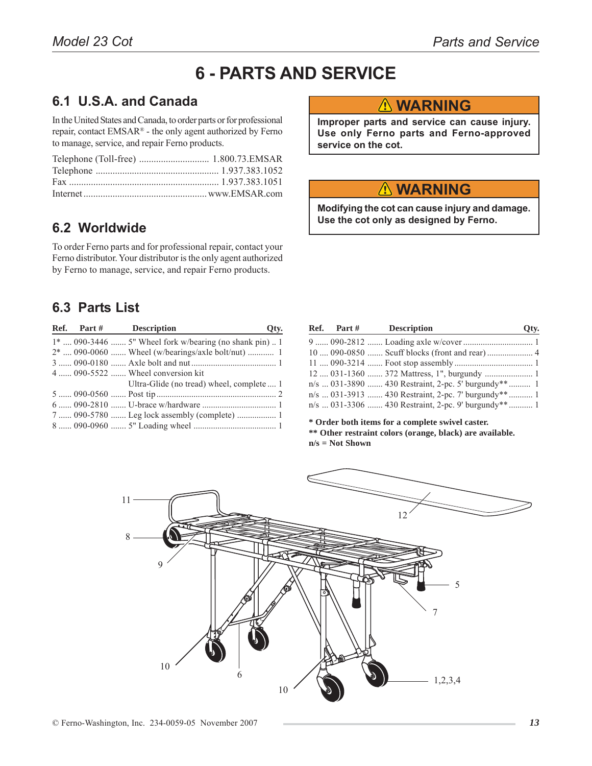# 6 - PARTS AND SERVICE

## 6.1 U.S.A. and Canada

In the United States and Canada, to order parts or for professional repair, contact EMSAR® - the only agent authorized by Ferno to manage, service, and repair Ferno products.

Telephone (Toll-free) ............................ 1.800.73.EMSAR
Telephone .................................................. 1.937.383.1052
Fax ............................................................. 1.937.383.1051
Internet .................................................. www.EMSAR.com

## 6.2 Worldwide

To order Ferno parts and for professional repair, contact your Ferno distributor. Your distributor is the only agent authorized by Ferno to manage, service, and repair Ferno products.

> ⚠ **WARNING**
>
> **Improper parts and service can cause injury. Use only Ferno parts and Ferno-approved service on the cot.**

> ⚠ **WARNING**
>
> **Modifying the cot can cause injury and damage. Use the cot only as designed by Ferno.**

## 6.3 Parts List

| Ref. | Part # | Description | Qty. |
|---|---|---|---|
| 1* | 090-3446 | 5" Wheel fork w/bearing (no shank pin) | 1 |
| 2* | 090-0060 | Wheel (w/bearings/axle bolt/nut) | 1 |
| 3 | 090-0180 | Axle bolt and nut | 1 |
| 4 | 090-5522 | Wheel conversion kit Ultra-Glide (no tread) wheel, complete | 1 |
| 5 | 090-0560 | Post tip | 2 |
| 6 | 090-2810 | U-brace w/hardware | 1 |
| 7 | 090-5780 | Leg lock assembly (complete) | 1 |
| 8 | 090-0960 | 5" Loading wheel | 1 |
| 9 | 090-2812 | Loading axle w/cover | 1 |
| 10 | 090-0850 | Scuff blocks (front and rear) | 4 |
| 11 | 090-3214 | Foot stop assembly | 1 |
| 12 | 031-1360 | 372 Mattress, 1", burgundy | 1 |
| n/s | 031-3890 | 430 Restraint, 2-pc. 5' burgundy** | 1 |
| n/s | 031-3913 | 430 Restraint, 2-pc. 7' burgundy** | 1 |
| n/s | 031-3306 | 430 Restraint, 2-pc. 9' burgundy** | 1 |

**\* Order both items for a complete swivel caster.**
**\*\* Other restraint colors (orange, black) are available.**
**n/s = Not Shown**

© Ferno-Washington, Inc. 234-0059-05 November 2007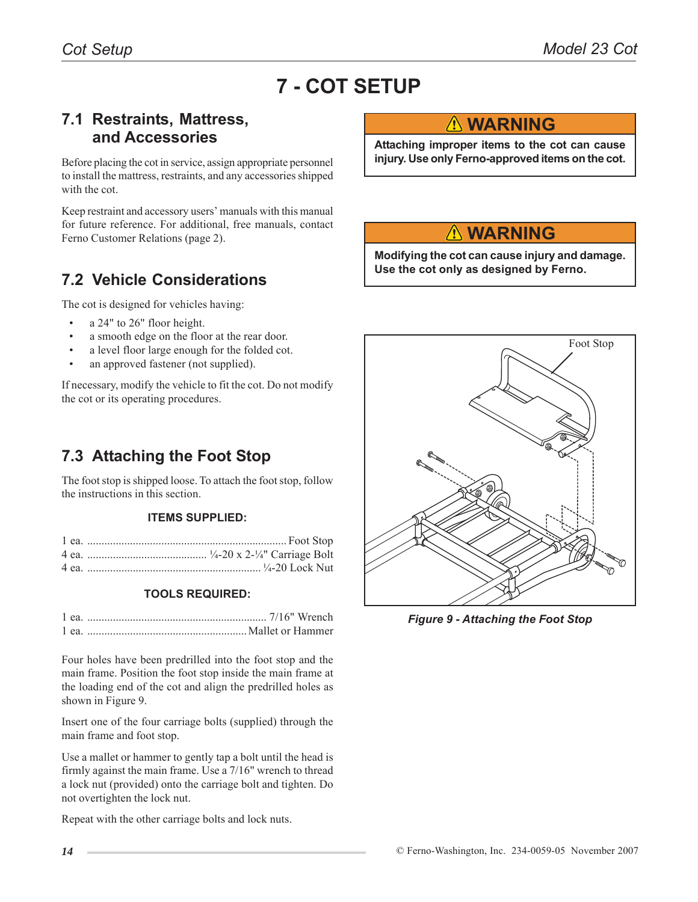# 7 - COT SETUP

## 7.1 Restraints, Mattress, and Accessories

Before placing the cot in service, assign appropriate personnel to install the mattress, restraints, and any accessories shipped with the cot.

Keep restraint and accessory users' manuals with this manual for future reference. For additional, free manuals, contact Ferno Customer Relations (page 2).

## 7.2 Vehicle Considerations

The cot is designed for vehicles having:

- a 24" to 26" floor height.
- a smooth edge on the floor at the rear door.
- a level floor large enough for the folded cot.
- an approved fastener (not supplied).

If necessary, modify the vehicle to fit the cot. Do not modify the cot or its operating procedures.

## 7.3 Attaching the Foot Stop

The foot stop is shipped loose. To attach the foot stop, follow the instructions in this section.

**ITEMS SUPPLIED:**

1 ea. .......................................................... Foot Stop
4 ea. .......................................... ¼-20 x 2-¼" Carriage Bolt
4 ea. .................................................... ¼-20 Lock Nut

**TOOLS REQUIRED:**

1 ea. ......................................................... 7/16" Wrench
1 ea. ................................................... Mallet or Hammer

Four holes have been predrilled into the foot stop and the main frame. Position the foot stop inside the main frame at the loading end of the cot and align the predrilled holes as shown in Figure 9.

Insert one of the four carriage bolts (supplied) through the main frame and foot stop.

Use a mallet or hammer to gently tap a bolt until the head is firmly against the main frame. Use a 7/16" wrench to thread a lock nut (provided) onto the carriage bolt and tighten. Do not overtighten the lock nut.

Repeat with the other carriage bolts and lock nuts.

**⚠ WARNING**

**Attaching improper items to the cot can cause injury. Use only Ferno-approved items on the cot.**

**⚠ WARNING**

**Modifying the cot can cause injury and damage. Use the cot only as designed by Ferno.**

Foot Stop

***Figure 9 - Attaching the Foot Stop***

© Ferno-Washington, Inc. 234-0059-05 November 2007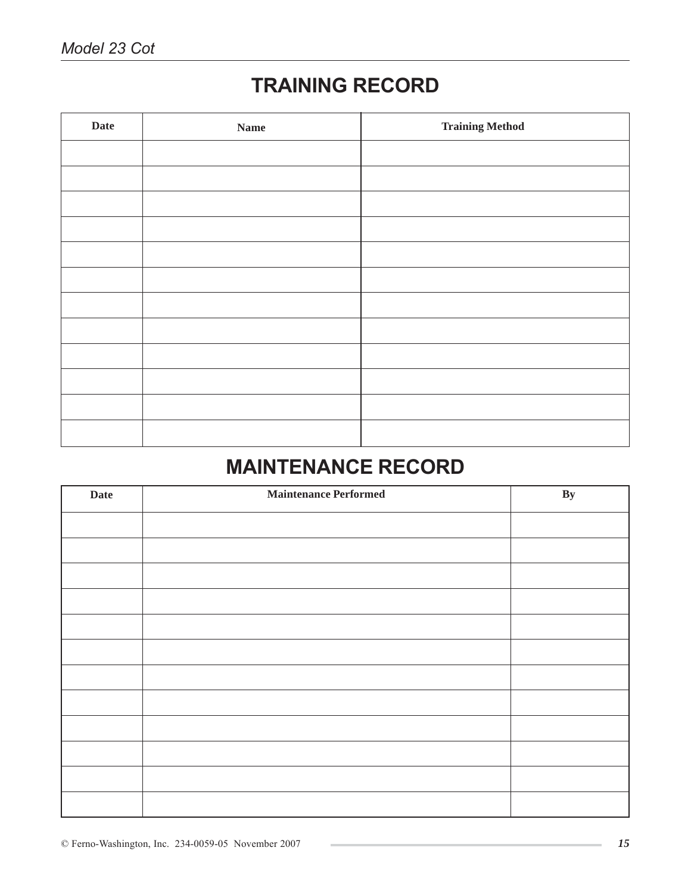## TRAINING RECORD

| Date | Name | Training Method |
|---|---|---|
| | | |
| | | |
| | | |
| | | |
| | | |
| | | |
| | | |
| | | |
| | | |
| | | |
| | | |
| | | |

## MAINTENANCE RECORD

| Date | Maintenance Performed | By |
|---|---|---|
| | | |
| | | |
| | | |
| | | |
| | | |
| | | |
| | | |
| | | |
| | | |
| | | |
| | | |
| | | |

© Ferno-Washington, Inc. 234-0059-05 November 2007